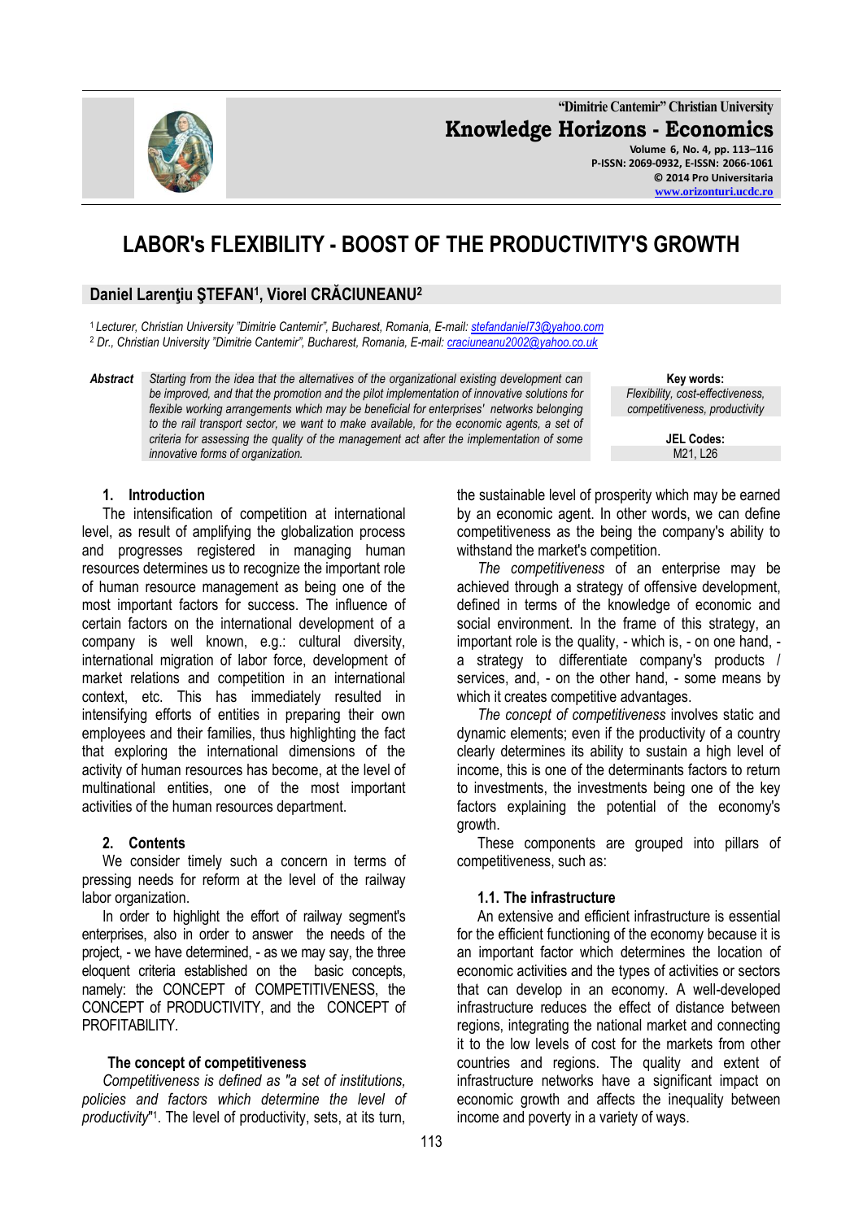# LABOR's FLEXIBILITY - BOOST OF THE PRODUCTIVITY'S GROWTH

**Daniel Larenţiu ŞTEFAN[1], Viorel CRĂCIUNEANU[2]**

[1] *Lecturer, Christian University "Dimitrie Cantemir", Bucharest, Romania, E-mail: stefandaniel73@yahoo.com*
[2] *Dr., Christian University "Dimitrie Cantemir", Bucharest, Romania, E-mail: craciuneanu2002@yahoo.co.uk*

***Abstract*** *Starting from the idea that the alternatives of the organizational existing development can be improved, and that the promotion and the pilot implementation of innovative solutions for flexible working arrangements which may be beneficial for enterprises' networks belonging to the rail transport sector, we want to make available, for the economic agents, a set of criteria for assessing the quality of the management act after the implementation of some innovative forms of organization.*

**Key words:** *Flexibility, cost-effectiveness, competitiveness, productivity*

**JEL Codes:** M21, L26

## 1. Introduction

The intensification of competition at international level, as result of amplifying the globalization process and progresses registered in managing human resources determines us to recognize the important role of human resource management as being one of the most important factors for success. The influence of certain factors on the international development of a company is well known, e.g.: cultural diversity, international migration of labor force, development of market relations and competition in an international context, etc. This has immediately resulted in intensifying efforts of entities in preparing their own employees and their families, thus highlighting the fact that exploring the international dimensions of the activity of human resources has become, at the level of multinational entities, one of the most important activities of the human resources department.

## 2. Contents

We consider timely such a concern in terms of pressing needs for reform at the level of the railway labor organization.

In order to highlight the effort of railway segment's enterprises, also in order to answer the needs of the project, - we have determined, - as we may say, the three eloquent criteria established on the basic concepts, namely: the CONCEPT of COMPETITIVENESS, the CONCEPT of PRODUCTIVITY, and the CONCEPT of PROFITABILITY.

### The concept of competitiveness

*Competitiveness is defined as "a set of institutions, policies and factors which determine the level of productivity*"[1]. The level of productivity, sets, at its turn, the sustainable level of prosperity which may be earned by an economic agent. In other words, we can define competitiveness as the being the company's ability to withstand the market's competition.

*The competitiveness* of an enterprise may be achieved through a strategy of offensive development, defined in terms of the knowledge of economic and social environment. In the frame of this strategy, an important role is the quality, - which is, - on one hand, - a strategy to differentiate company's products / services, and, - on the other hand, - some means by which it creates competitive advantages.

*The concept of competitiveness* involves static and dynamic elements; even if the productivity of a country clearly determines its ability to sustain a high level of income, this is one of the determinants factors to return to investments, the investments being one of the key factors explaining the potential of the economy's growth.

These components are grouped into pillars of competitiveness, such as:

### 1.1. The infrastructure

An extensive and efficient infrastructure is essential for the efficient functioning of the economy because it is an important factor which determines the location of economic activities and the types of activities or sectors that can develop in an economy. A well-developed infrastructure reduces the effect of distance between regions, integrating the national market and connecting it to the low levels of cost for the markets from other countries and regions. The quality and extent of infrastructure networks have a significant impact on economic growth and affects the inequality between income and poverty in a variety of ways.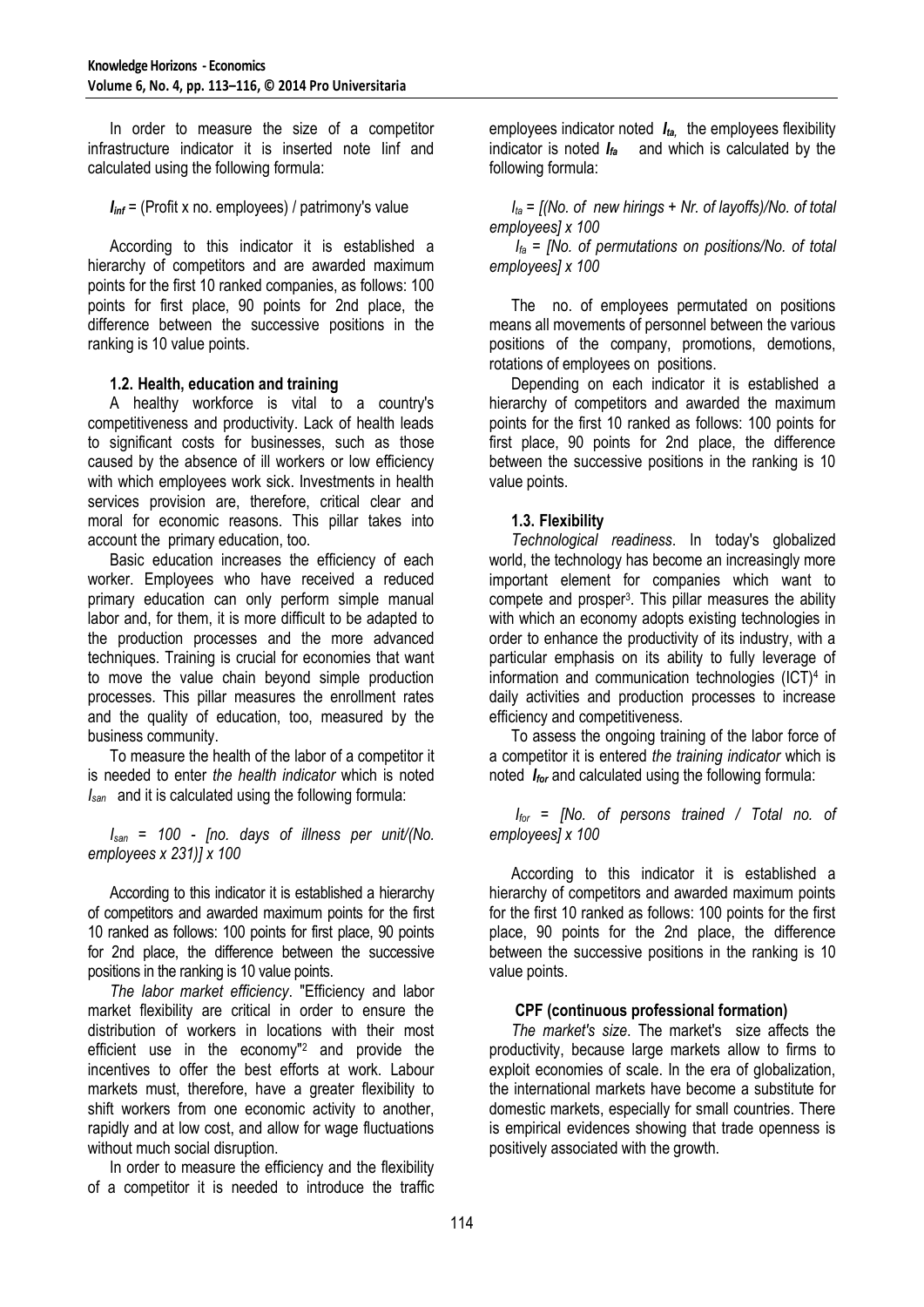In order to measure the size of a competitor infrastructure indicator it is inserted note Iinf and calculated using the following formula:

$I_{inf}$ = (Profit x no. employees) / patrimony's value

According to this indicator it is established a hierarchy of competitors and are awarded maximum points for the first 10 ranked companies, as follows: 100 points for first place, 90 points for 2nd place, the difference between the successive positions in the ranking is 10 value points.

### 1.2. Health, education and training

A healthy workforce is vital to a country's competitiveness and productivity. Lack of health leads to significant costs for businesses, such as those caused by the absence of ill workers or low efficiency with which employees work sick. Investments in health services provision are, therefore, critical clear and moral for economic reasons. This pillar takes into account the primary education, too.

Basic education increases the efficiency of each worker. Employees who have received a reduced primary education can only perform simple manual labor and, for them, it is more difficult to be adapted to the production processes and the more advanced techniques. Training is crucial for economies that want to move the value chain beyond simple production processes. This pillar measures the enrollment rates and the quality of education, too, measured by the business community.

To measure the health of the labor of a competitor it is needed to enter *the health indicator* which is noted $I_{san}$ and it is calculated using the following formula:

$I_{san}$ = 100 - [no. days of illness per unit/(No. employees x 231)] x 100

According to this indicator it is established a hierarchy of competitors and awarded maximum points for the first 10 ranked as follows: 100 points for first place, 90 points for 2nd place, the difference between the successive positions in the ranking is 10 value points.

*The labor market efficiency*. "Efficiency and labor market flexibility are critical in order to ensure the distribution of workers in locations with their most efficient use in the economy"[2] and provide the incentives to offer the best efforts at work. Labour markets must, therefore, have a greater flexibility to shift workers from one economic activity to another, rapidly and at low cost, and allow for wage fluctuations without much social disruption.

In order to measure the efficiency and the flexibility of a competitor it is needed to introduce the traffic employees indicator noted $I_{ta}$, the employees flexibility indicator is noted $I_{fa}$ and which is calculated by the following formula:

$I_{ta}$ = [(No. of new hirings + Nr. of layoffs)/No. of total employees] x 100

$I_{fa}$ = [No. of permutations on positions/No. of total employees] x 100

The no. of employees permutated on positions means all movements of personnel between the various positions of the company, promotions, demotions, rotations of employees on positions.

Depending on each indicator it is established a hierarchy of competitors and awarded the maximum points for the first 10 ranked as follows: 100 points for first place, 90 points for 2nd place, the difference between the successive positions in the ranking is 10 value points.

### 1.3. Flexibility

*Technological readiness*. In today's globalized world, the technology has become an increasingly more important element for companies which want to compete and prosper[3]. This pillar measures the ability with which an economy adopts existing technologies in order to enhance the productivity of its industry, with a particular emphasis on its ability to fully leverage of information and communication technologies (ICT)[4] in daily activities and production processes to increase efficiency and competitiveness.

To assess the ongoing training of the labor force of a competitor it is entered *the training indicator* which is noted $I_{for}$ and calculated using the following formula:

$I_{for}$ = [No. of persons trained / Total no. of employees] x 100

According to this indicator it is established a hierarchy of competitors and awarded maximum points for the first 10 ranked as follows: 100 points for the first place, 90 points for the 2nd place, the difference between the successive positions in the ranking is 10 value points.

#### CPF (continuous professional formation)

*The market's size*. The market's size affects the productivity, because large markets allow to firms to exploit economies of scale. In the era of globalization, the international markets have become a substitute for domestic markets, especially for small countries. There is empirical evidences showing that trade openness is positively associated with the growth.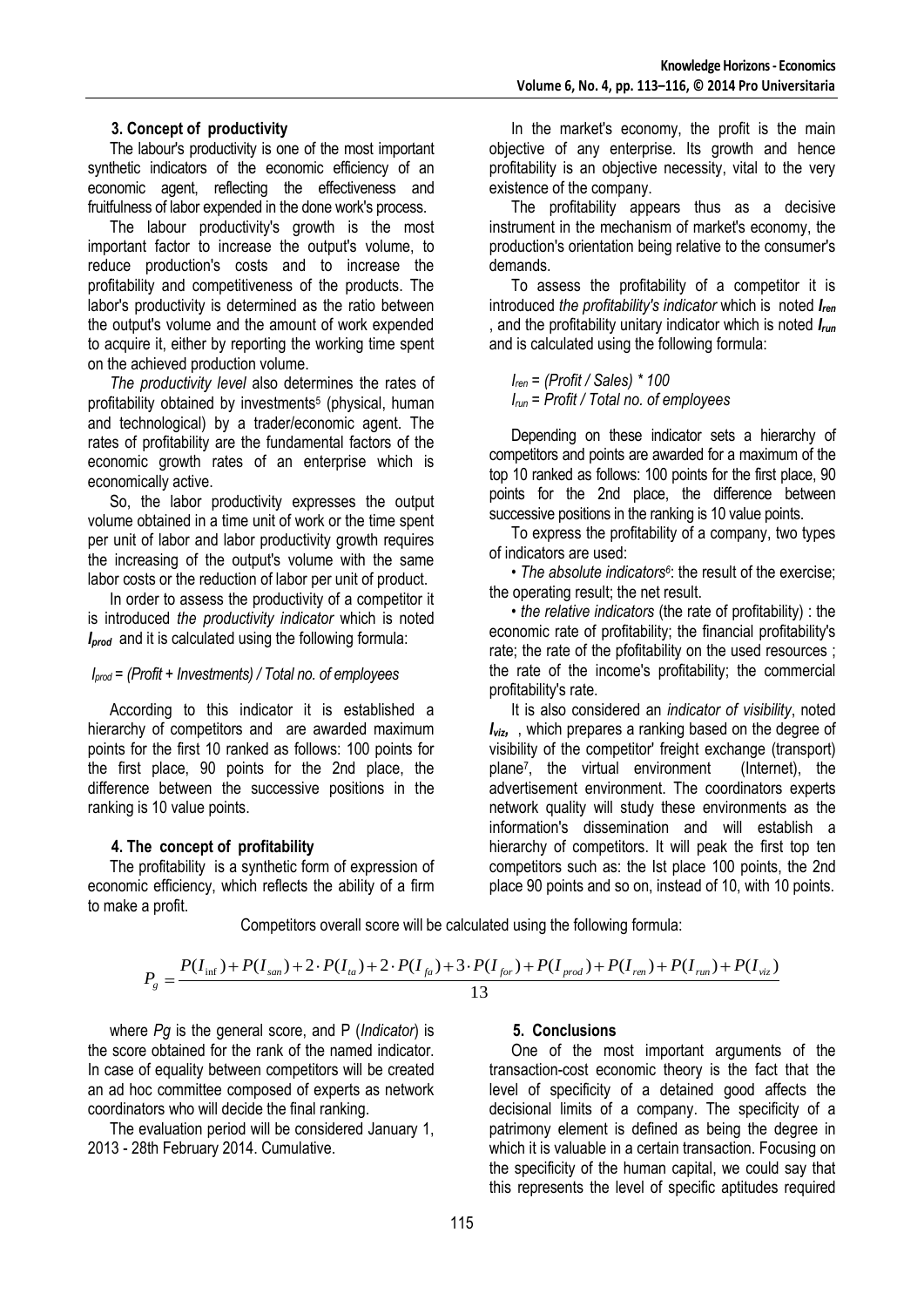## 3. Concept of productivity

The labour's productivity is one of the most important synthetic indicators of the economic efficiency of an economic agent, reflecting the effectiveness and fruitfulness of labor expended in the done work's process.

The labour productivity's growth is the most important factor to increase the output's volume, to reduce production's costs and to increase the profitability and competitiveness of the products. The labor's productivity is determined as the ratio between the output's volume and the amount of work expended to acquire it, either by reporting the working time spent on the achieved production volume.

*The productivity level* also determines the rates of profitability obtained by investments[5] (physical, human and technological) by a trader/economic agent. The rates of profitability are the fundamental factors of the economic growth rates of an enterprise which is economically active.

So, the labor productivity expresses the output volume obtained in a time unit of work or the time spent per unit of labor and labor productivity growth requires the increasing of the output's volume with the same labor costs or the reduction of labor per unit of product.

In order to assess the productivity of a competitor it is introduced *the productivity indicator* which is noted $I_{prod}$ and it is calculated using the following formula:

$$I_{prod} = (Profit + Investments) / Total\ no.\ of\ employees$$

According to this indicator it is established a hierarchy of competitors and are awarded maximum points for the first 10 ranked as follows: 100 points for the first place, 90 points for the 2nd place, the difference between the successive positions in the ranking is 10 value points.

## 4. The concept of profitability

The profitability is a synthetic form of expression of economic efficiency, which reflects the ability of a firm to make a profit.

In the market's economy, the profit is the main objective of any enterprise. Its growth and hence profitability is an objective necessity, vital to the very existence of the company.

The profitability appears thus as a decisive instrument in the mechanism of market's economy, the production's orientation being relative to the consumer's demands.

To assess the profitability of a competitor it is introduced *the profitability's indicator* which is noted $I_{ren}$, and the profitability unitary indicator which is noted $I_{run}$ and is calculated using the following formula:

$$I_{ren} = (Profit / Sales) * 100$$
$$I_{run} = Profit / Total\ no.\ of\ employees$$

Depending on these indicator sets a hierarchy of competitors and points are awarded for a maximum of the top 10 ranked as follows: 100 points for the first place, 90 points for the 2nd place, the difference between successive positions in the ranking is 10 value points.

To express the profitability of a company, two types of indicators are used:

- *The absolute indicators*[6]: the result of the exercise; the operating result; the net result.
- *the relative indicators* (the rate of profitability) : the economic rate of profitability; the financial profitability's rate; the rate of the pfofitability on the used resources ; the rate of the income's profitability; the commercial profitability's rate.

It is also considered an *indicator of visibility*, noted $I_{viz}$, , which prepares a ranking based on the degree of visibility of the competitor' freight exchange (transport) plane[7], the virtual environment (Internet), the advertisement environment. The coordinators experts network quality will study these environments as the information's dissemination and will establish a hierarchy of competitors. It will peak the first top ten competitors such as: the Ist place 100 points, the 2nd place 90 points and so on, instead of 10, with 10 points.

Competitors overall score will be calculated using the following formula:

$$P_g = \frac{P(I_{\inf}) + P(I_{san}) + 2 \cdot P(I_{ta}) + 2 \cdot P(I_{fa}) + 3 \cdot P(I_{for}) + P(I_{prod}) + P(I_{ren}) + P(I_{run}) + P(I_{viz})}{13}$$

where *Pg* is the general score, and P (*Indicator*) is the score obtained for the rank of the named indicator. In case of equality between competitors will be created an ad hoc committee composed of experts as network coordinators who will decide the final ranking.

The evaluation period will be considered January 1, 2013 - 28th February 2014. Cumulative.

## 5. Conclusions

One of the most important arguments of the transaction-cost economic theory is the fact that the level of specificity of a detained good affects the decisional limits of a company. The specificity of a patrimony element is defined as being the degree in which it is valuable in a certain transaction. Focusing on the specificity of the human capital, we could say that this represents the level of specific aptitudes required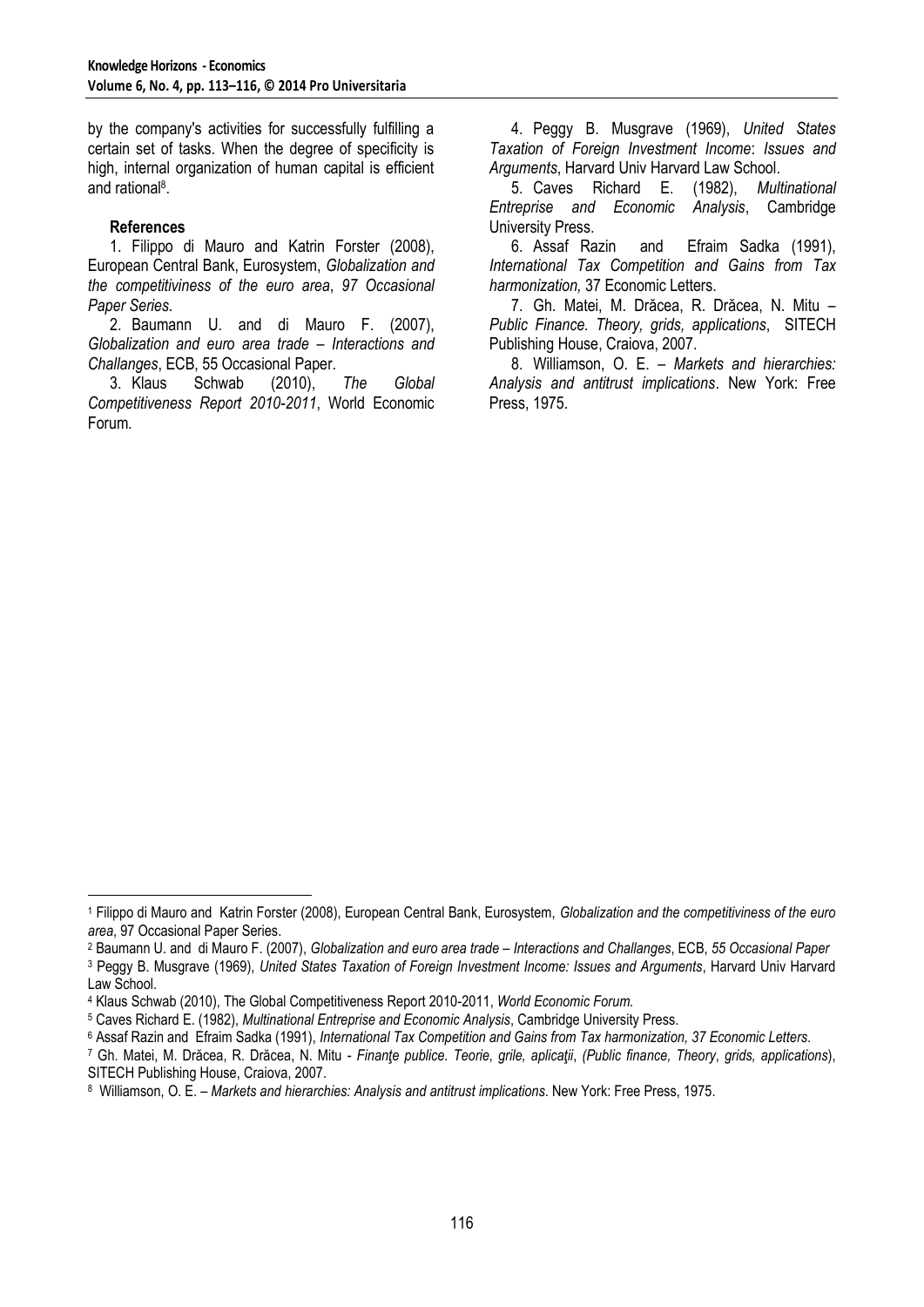by the company's activities for successfully fulfilling a certain set of tasks. When the degree of specificity is high, internal organization of human capital is efficient and rational[8].

## References

1. Filippo di Mauro and Katrin Forster (2008), European Central Bank, Eurosystem, *Globalization and the competitiviness of the euro area*, *97 Occasional Paper Series*.
2. Baumann U. and di Mauro F. (2007), *Globalization and euro area trade – Interactions and Challanges*, ECB, 55 Occasional Paper.
3. Klaus Schwab (2010), *The Global Competitiveness Report 2010-2011*, World Economic Forum.
4. Peggy B. Musgrave (1969), *United States Taxation of Foreign Investment Income*: *Issues and Arguments*, Harvard Univ Harvard Law School.
5. Caves Richard E. (1982), *Multinational Entreprise and Economic Analysis*, Cambridge University Press.
6. Assaf Razin and Efraim Sadka (1991), *International Tax Competition and Gains from Tax harmonization,* 37 Economic Letters.
7. Gh. Matei, M. Drăcea, R. Drăcea, N. Mitu – *Public Finance. Theory, grids, applications*, SITECH Publishing House, Craiova, 2007.
8. Williamson, O. E. – *Markets and hierarchies: Analysis and antitrust implications*. New York: Free Press, 1975.

---

[1] Filippo di Mauro and Katrin Forster (2008), European Central Bank, Eurosystem, *Globalization and the competitiviness of the euro area*, 97 Occasional Paper Series.

[2] Baumann U. and di Mauro F. (2007), *Globalization and euro area trade – Interactions and Challanges*, ECB, *55 Occasional Paper*

[3] Peggy B. Musgrave (1969), *United States Taxation of Foreign Investment Income: Issues and Arguments*, Harvard Univ Harvard Law School.

[4] Klaus Schwab (2010), The Global Competitiveness Report 2010-2011, *World Economic Forum.*

[5] Caves Richard E. (1982), *Multinational Entreprise and Economic Analysis*, Cambridge University Press.

[6] Assaf Razin and Efraim Sadka (1991), *International Tax Competition and Gains from Tax harmonization, 37 Economic Letters*.

[7] Gh. Matei, M. Drăcea, R. Drăcea, N. Mitu - *Finanţe publice. Teorie, grile, aplicaţii*, *(Public finance, Theory*, *grids, applications*), SITECH Publishing House, Craiova, 2007.

[8] Williamson, O. E. – *Markets and hierarchies: Analysis and antitrust implications*. New York: Free Press, 1975.